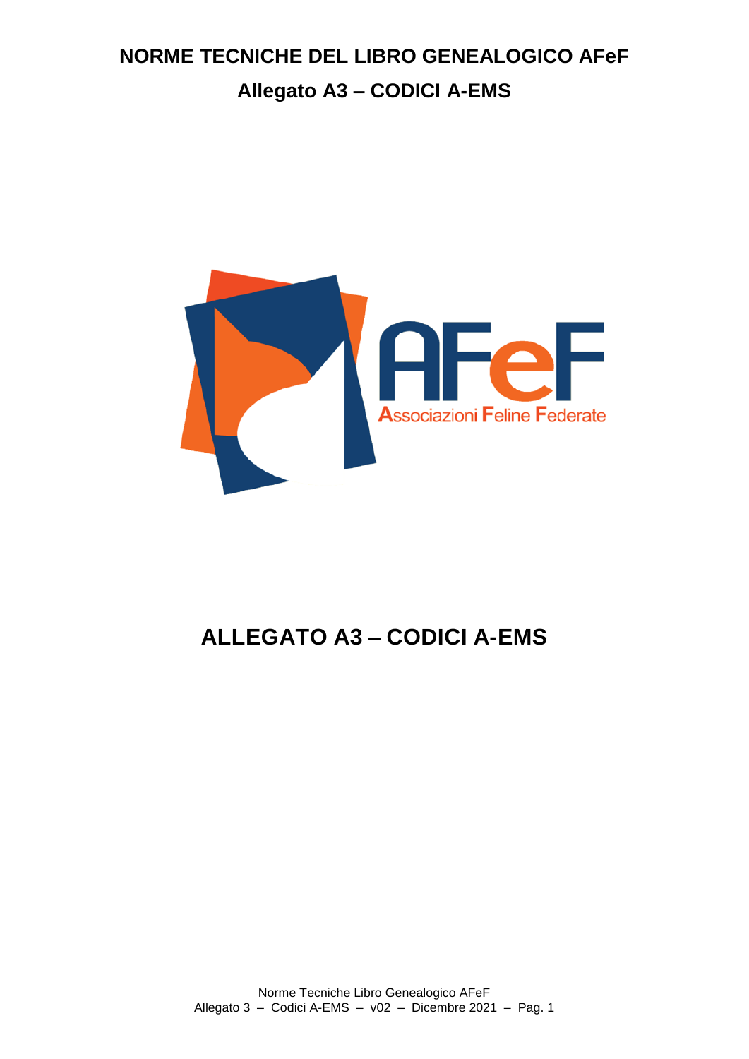# NORME TECNICHE DEL LIBRO GENEALOGICO AFeF

## Allegato A3 – CODICI A-EMS

AFeF

Associazioni Feline Federate

# ALLEGATO A3 – CODICI A-EMS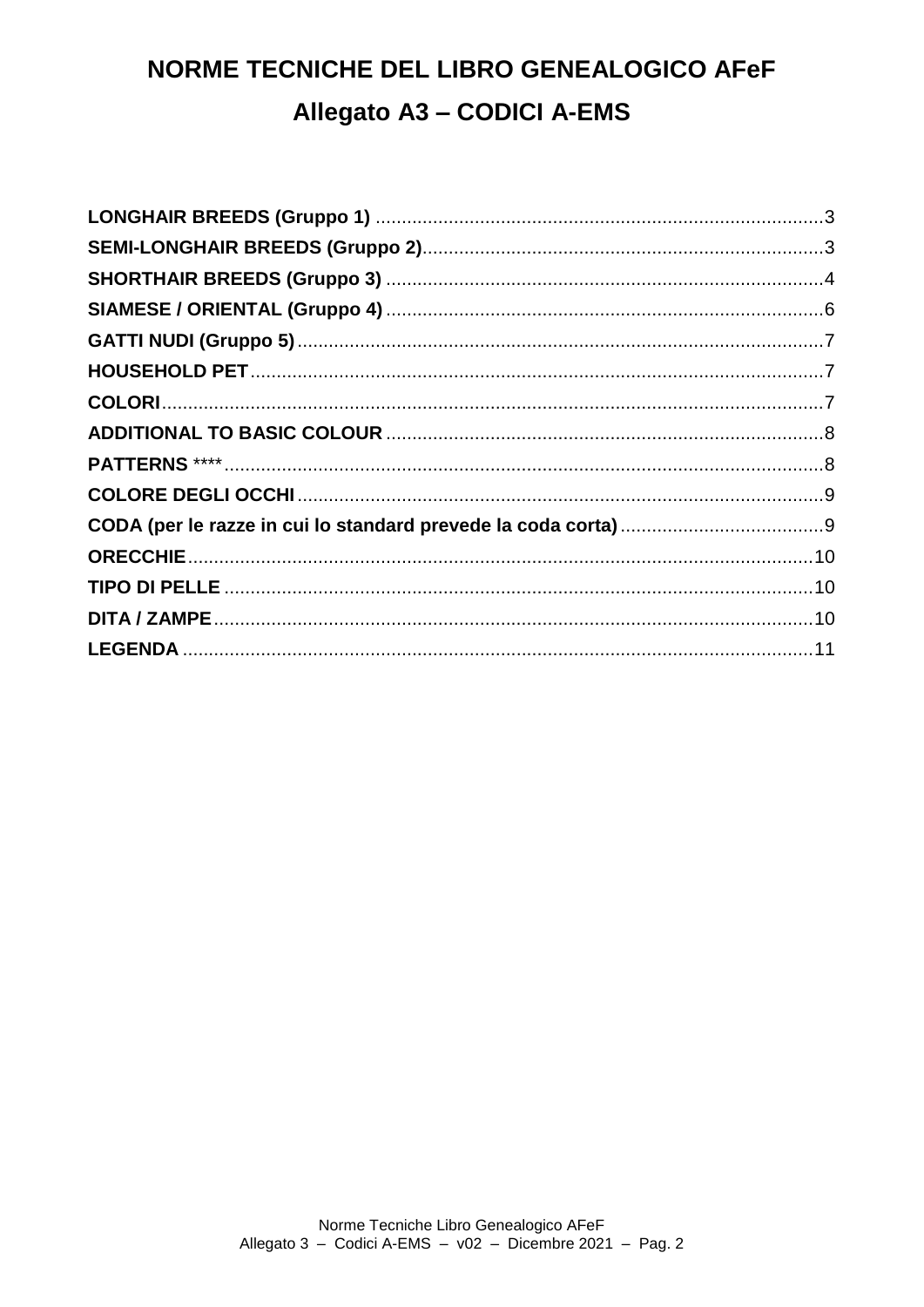# NORME TECNICHE DEL LIBRO GENEALOGICO AFeF

## Allegato A3 – CODICI A-EMS

**LONGHAIR BREEDS (Gruppo 1)** ....................................................................................3
**SEMI-LONGHAIR BREEDS (Gruppo 2)**............................................................................3
**SHORTHAIR BREEDS (Gruppo 3)** ...................................................................................4
**SIAMESE / ORIENTAL (Gruppo 4)** ...................................................................................6
**GATTI NUDI (Gruppo 5)**....................................................................................................7
**HOUSEHOLD PET**.............................................................................................................7
**COLORI**..............................................................................................................................7
**ADDITIONAL TO BASIC COLOUR** ...................................................................................8
**PATTERNS** ****..................................................................................................................8
**COLORE DEGLI OCCHI**....................................................................................................9
**CODA (per le razze in cui lo standard prevede la coda corta)**.......................................9
**ORECCHIE**.......................................................................................................................10
**TIPO DI PELLE** ................................................................................................................10
**DITA / ZAMPE**..................................................................................................................10
**LEGENDA** ........................................................................................................................11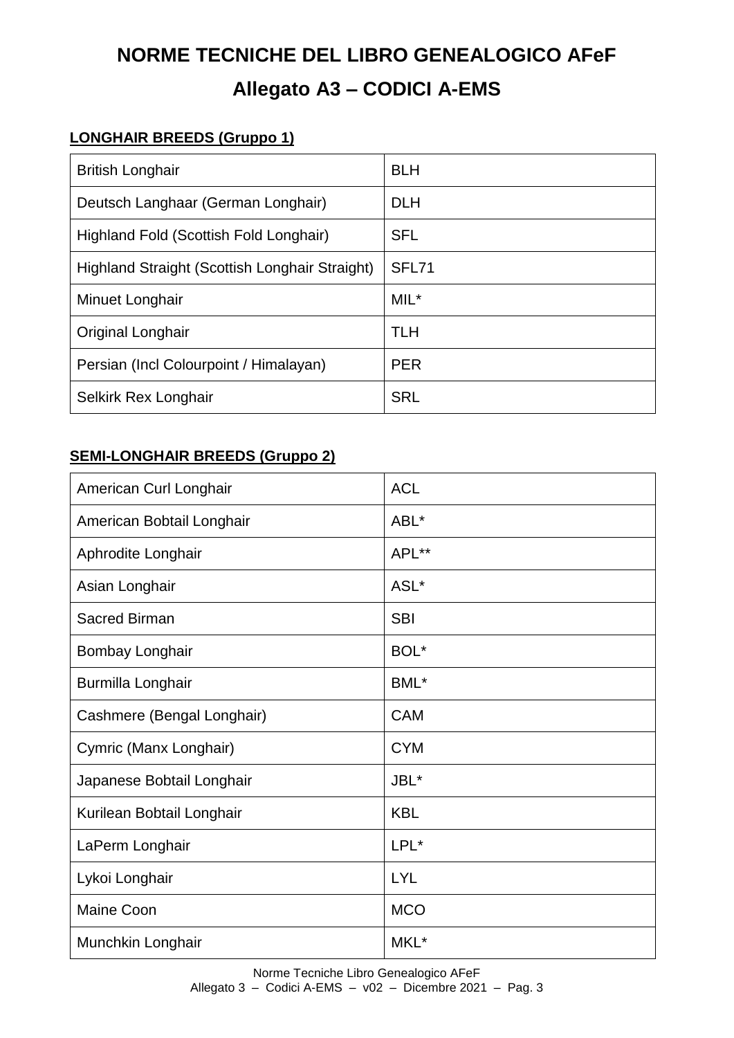# NORME TECNICHE DEL LIBRO GENEALOGICO AFeF

## Allegato A3 – CODICI A-EMS

### LONGHAIR BREEDS (Gruppo 1)

| | |
|---|---|
| British Longhair | BLH |
| Deutsch Langhaar (German Longhair) | DLH |
| Highland Fold (Scottish Fold Longhair) | SFL |
| Highland Straight (Scottish Longhair Straight) | SFL71 |
| Minuet Longhair | MIL* |
| Original Longhair | TLH |
| Persian (Incl Colourpoint / Himalayan) | PER |
| Selkirk Rex Longhair | SRL |

### SEMI-LONGHAIR BREEDS (Gruppo 2)

| | |
|---|---|
| American Curl Longhair | ACL |
| American Bobtail Longhair | ABL* |
| Aphrodite Longhair | APL** |
| Asian Longhair | ASL* |
| Sacred Birman | SBI |
| Bombay Longhair | BOL* |
| Burmilla Longhair | BML* |
| Cashmere (Bengal Longhair) | CAM |
| Cymric (Manx Longhair) | CYM |
| Japanese Bobtail Longhair | JBL* |
| Kurilean Bobtail Longhair | KBL |
| LaPerm Longhair | LPL* |
| Lykoi Longhair | LYL |
| Maine Coon | MCO |
| Munchkin Longhair | MKL* |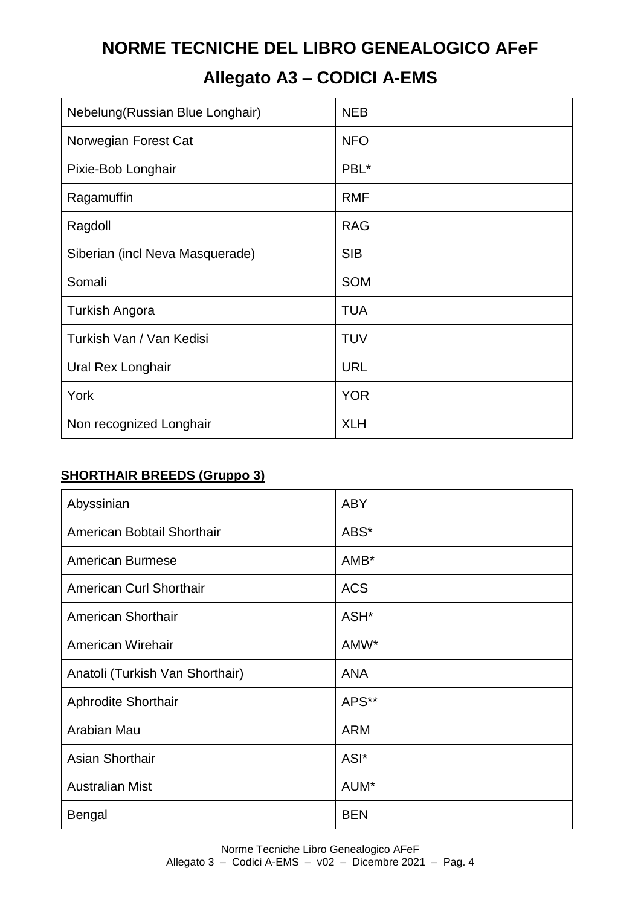# NORME TECNICHE DEL LIBRO GENEALOGICO AFeF

## Allegato A3 – CODICI A-EMS

| | |
|---|---|
| Nebelung(Russian Blue Longhair) | NEB |
| Norwegian Forest Cat | NFO |
| Pixie-Bob Longhair | PBL* |
| Ragamuffin | RMF |
| Ragdoll | RAG |
| Siberian (incl Neva Masquerade) | SIB |
| Somali | SOM |
| Turkish Angora | TUA |
| Turkish Van / Van Kedisi | TUV |
| Ural Rex Longhair | URL |
| York | YOR |
| Non recognized Longhair | XLH |

**SHORTHAIR BREEDS (Gruppo 3)**

| | |
|---|---|
| Abyssinian | ABY |
| American Bobtail Shorthair | ABS* |
| American Burmese | AMB* |
| American Curl Shorthair | ACS |
| American Shorthair | ASH* |
| American Wirehair | AMW* |
| Anatoli (Turkish Van Shorthair) | ANA |
| Aphrodite Shorthair | APS** |
| Arabian Mau | ARM |
| Asian Shorthair | ASI* |
| Australian Mist | AUM* |
| Bengal | BEN |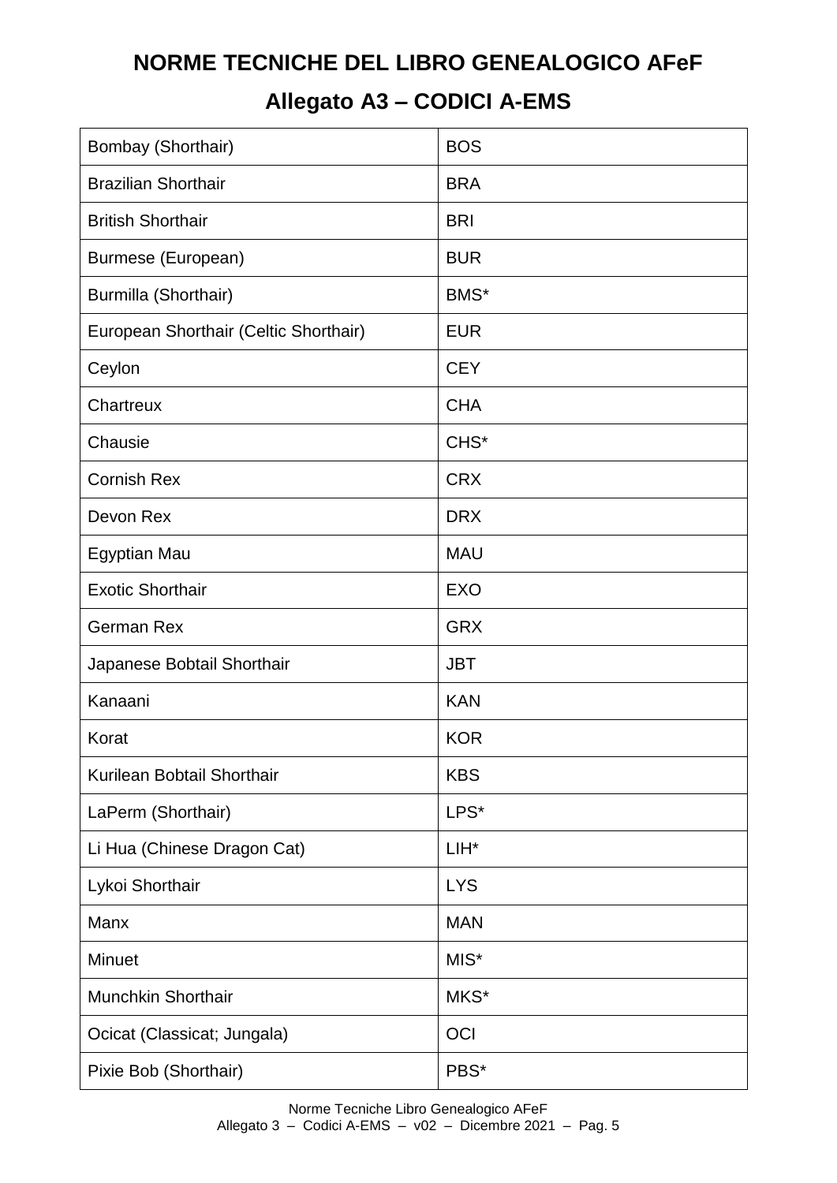# NORME TECNICHE DEL LIBRO GENEALOGICO AFeF

## Allegato A3 – CODICI A-EMS

| | |
|---|---|
| Bombay (Shorthair) | BOS |
| Brazilian Shorthair | BRA |
| British Shorthair | BRI |
| Burmese (European) | BUR |
| Burmilla (Shorthair) | BMS* |
| European Shorthair (Celtic Shorthair) | EUR |
| Ceylon | CEY |
| Chartreux | CHA |
| Chausie | CHS* |
| Cornish Rex | CRX |
| Devon Rex | DRX |
| Egyptian Mau | MAU |
| Exotic Shorthair | EXO |
| German Rex | GRX |
| Japanese Bobtail Shorthair | JBT |
| Kanaani | KAN |
| Korat | KOR |
| Kurilean Bobtail Shorthair | KBS |
| LaPerm (Shorthair) | LPS* |
| Li Hua (Chinese Dragon Cat) | LIH* |
| Lykoi Shorthair | LYS |
| Manx | MAN |
| Minuet | MIS* |
| Munchkin Shorthair | MKS* |
| Ocicat (Classicat; Jungala) | OCI |
| Pixie Bob (Shorthair) | PBS* |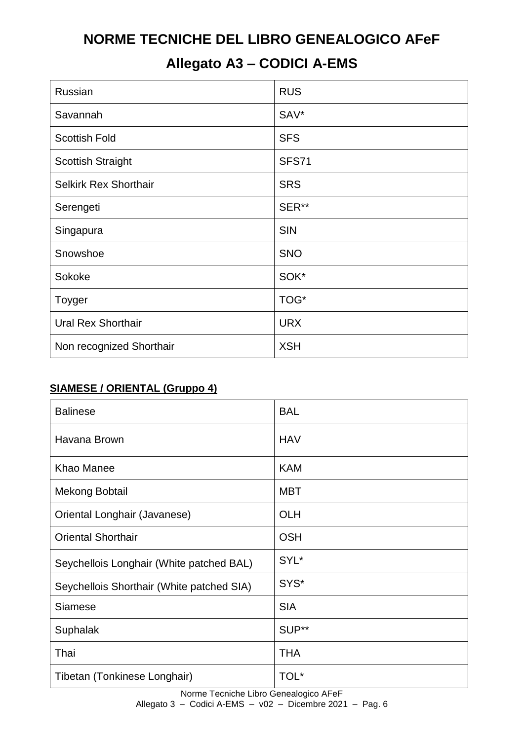# NORME TECNICHE DEL LIBRO GENEALOGICO AFeF

## Allegato A3 – CODICI A-EMS

| | |
|---|---|
| Russian | RUS |
| Savannah | SAV* |
| Scottish Fold | SFS |
| Scottish Straight | SFS71 |
| Selkirk Rex Shorthair | SRS |
| Serengeti | SER** |
| Singapura | SIN |
| Snowshoe | SNO |
| Sokoke | SOK* |
| Toyger | TOG* |
| Ural Rex Shorthair | URX |
| Non recognized Shorthair | XSH |

**SIAMESE / ORIENTAL (Gruppo 4)**

| | |
|---|---|
| Balinese | BAL |
| Havana Brown | HAV |
| Khao Manee | KAM |
| Mekong Bobtail | MBT |
| Oriental Longhair (Javanese) | OLH |
| Oriental Shorthair | OSH |
| Seychellois Longhair (White patched BAL) | SYL* |
| Seychellois Shorthair (White patched SIA) | SYS* |
| Siamese | SIA |
| Suphalak | SUP** |
| Thai | THA |
| Tibetan (Tonkinese Longhair) | TOL* |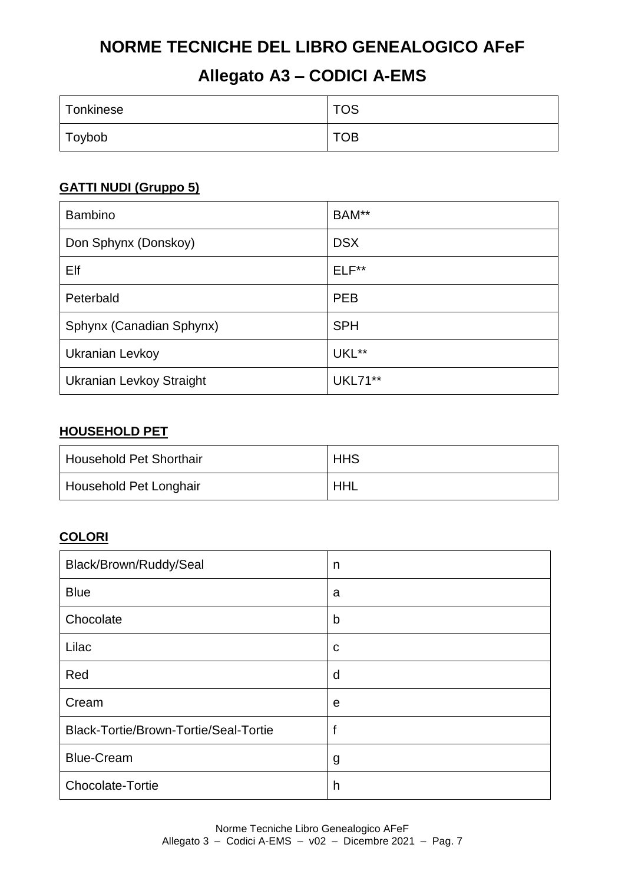# NORME TECNICHE DEL LIBRO GENEALOGICO AFeF

## Allegato A3 – CODICI A-EMS

| | |
|---|---|
| Tonkinese | TOS |
| Toybob | TOB |

**GATTI NUDI (Gruppo 5)**

| | |
|---|---|
| Bambino | BAM** |
| Don Sphynx (Donskoy) | DSX |
| Elf | ELF** |
| Peterbald | PEB |
| Sphynx (Canadian Sphynx) | SPH |
| Ukranian Levkoy | UKL** |
| Ukranian Levkoy Straight | UKL71** |

**HOUSEHOLD PET**

| | |
|---|---|
| Household Pet Shorthair | HHS |
| Household Pet Longhair | HHL |

**COLORI**

| | |
|---|---|
| Black/Brown/Ruddy/Seal | n |
| Blue | a |
| Chocolate | b |
| Lilac | c |
| Red | d |
| Cream | e |
| Black-Tortie/Brown-Tortie/Seal-Tortie | f |
| Blue-Cream | g |
| Chocolate-Tortie | h |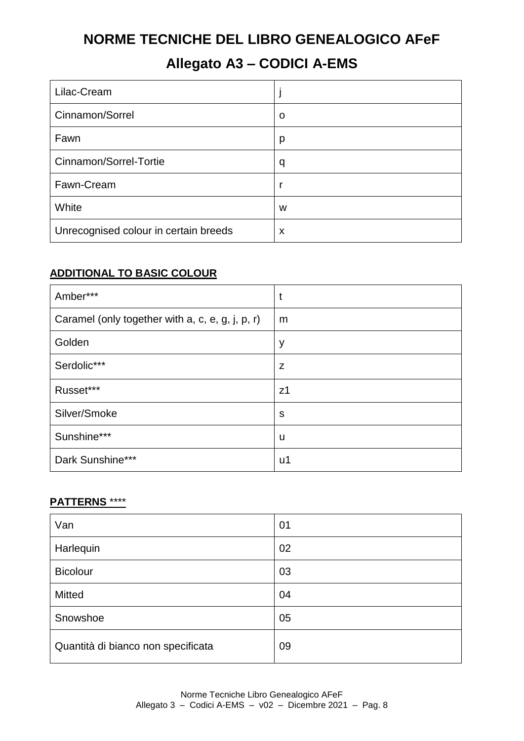# NORME TECNICHE DEL LIBRO GENEALOGICO AFeF

## Allegato A3 – CODICI A-EMS

| | |
|---|---|
| Lilac-Cream | j |
| Cinnamon/Sorrel | o |
| Fawn | p |
| Cinnamon/Sorrel-Tortie | q |
| Fawn-Cream | r |
| White | w |
| Unrecognised colour in certain breeds | x |

**ADDITIONAL TO BASIC COLOUR**

| | |
|---|---|
| Amber*** | t |
| Caramel (only together with a, c, e, g, j, p, r) | m |
| Golden | y |
| Serdolic*** | z |
| Russet*** | z1 |
| Silver/Smoke | s |
| Sunshine*** | u |
| Dark Sunshine*** | u1 |

**PATTERNS** ****

| | |
|---|---|
| Van | 01 |
| Harlequin | 02 |
| Bicolour | 03 |
| Mitted | 04 |
| Snowshoe | 05 |
| Quantità di bianco non specificata | 09 |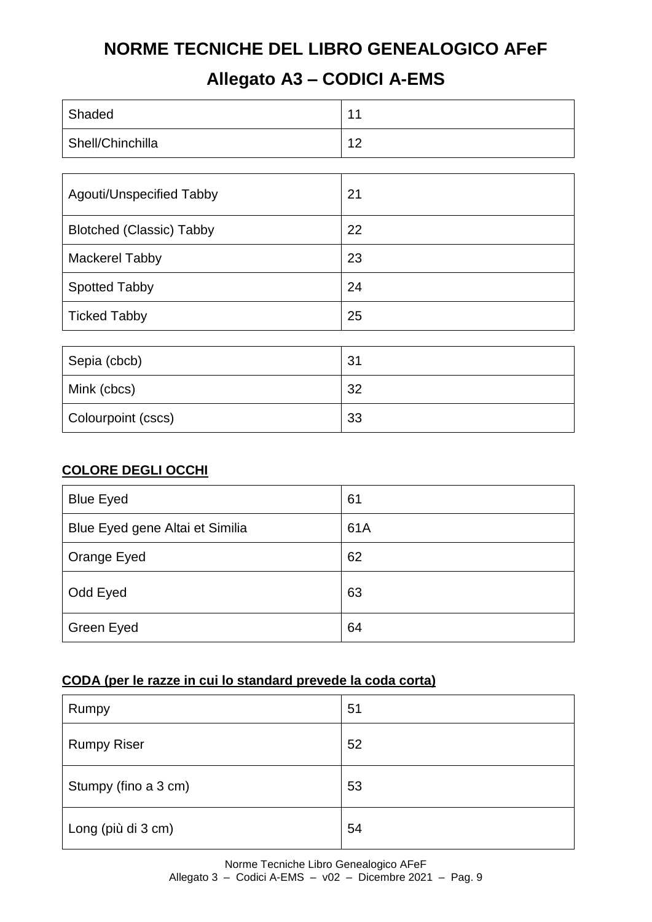# NORME TECNICHE DEL LIBRO GENEALOGICO AFeF

## Allegato A3 – CODICI A-EMS

| | |
|---|---|
| Shaded | 11 |
| Shell/Chinchilla | 12 |

| | |
|---|---|
| Agouti/Unspecified Tabby | 21 |
| Blotched (Classic) Tabby | 22 |
| Mackerel Tabby | 23 |
| Spotted Tabby | 24 |
| Ticked Tabby | 25 |

| | |
|---|---|
| Sepia (cbcb) | 31 |
| Mink (cbcs) | 32 |
| Colourpoint (cscs) | 33 |

**COLORE DEGLI OCCHI**

| | |
|---|---|
| Blue Eyed | 61 |
| Blue Eyed gene Altai et Similia | 61A |
| Orange Eyed | 62 |
| Odd Eyed | 63 |
| Green Eyed | 64 |

**CODA (per le razze in cui lo standard prevede la coda corta)**

| | |
|---|---|
| Rumpy | 51 |
| Rumpy Riser | 52 |
| Stumpy (fino a 3 cm) | 53 |
| Long (più di 3 cm) | 54 |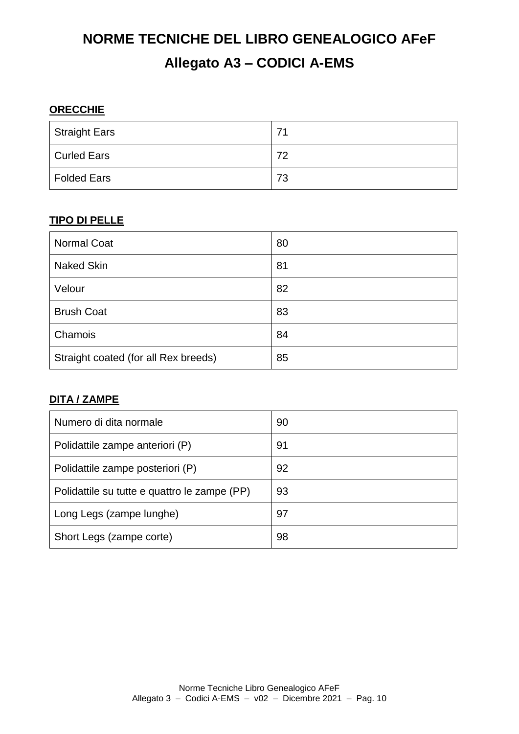# NORME TECNICHE DEL LIBRO GENEALOGICO AFeF

## Allegato A3 – CODICI A-EMS

**ORECCHIE**

| | |
|---|---|
| Straight Ears | 71 |
| Curled Ears | 72 |
| Folded Ears | 73 |

**TIPO DI PELLE**

| | |
|---|---|
| Normal Coat | 80 |
| Naked Skin | 81 |
| Velour | 82 |
| Brush Coat | 83 |
| Chamois | 84 |
| Straight coated (for all Rex breeds) | 85 |

**DITA / ZAMPE**

| | |
|---|---|
| Numero di dita normale | 90 |
| Polidattile zampe anteriori (P) | 91 |
| Polidattile zampe posteriori (P) | 92 |
| Polidattile su tutte e quattro le zampe (PP) | 93 |
| Long Legs (zampe lunghe) | 97 |
| Short Legs (zampe corte) | 98 |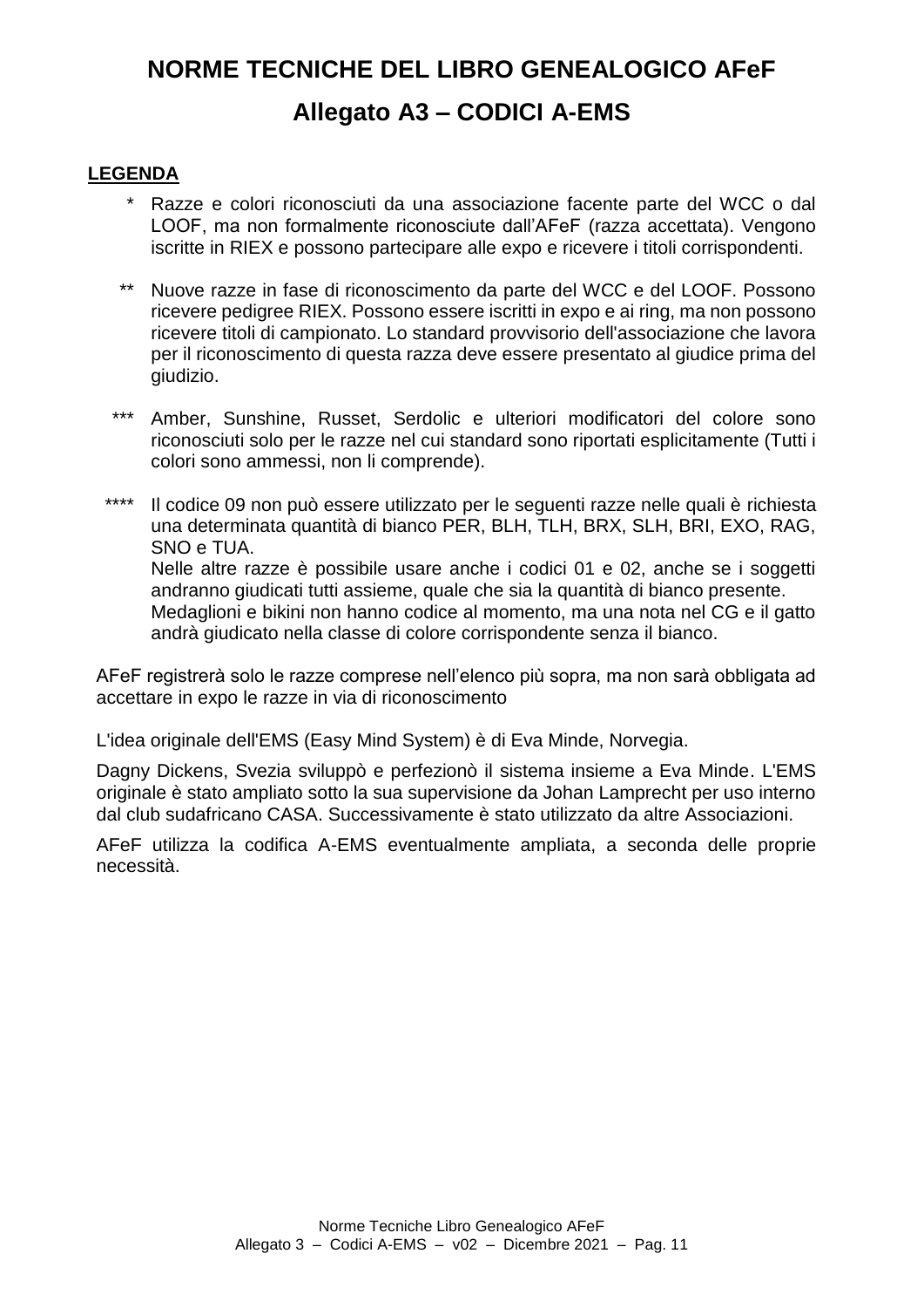# NORME TECNICHE DEL LIBRO GENEALOGICO AFeF

## Allegato A3 – CODICI A-EMS

**LEGENDA**

- \* Razze e colori riconosciuti da una associazione facente parte del WCC o dal LOOF, ma non formalmente riconosciute dall'AFeF (razza accettata). Vengono iscritte in RIEX e possono partecipare alle expo e ricevere i titoli corrispondenti.

- \** Nuove razze in fase di riconoscimento da parte del WCC e del LOOF. Possono ricevere pedigree RIEX. Possono essere iscritti in expo e ai ring, ma non possono ricevere titoli di campionato. Lo standard provvisorio dell'associazione che lavora per il riconoscimento di questa razza deve essere presentato al giudice prima del giudizio.

- \*** Amber, Sunshine, Russet, Serdolic e ulteriori modificatori del colore sono riconosciuti solo per le razze nel cui standard sono riportati esplicitamente (Tutti i colori sono ammessi, non li comprende).

- \**** Il codice 09 non può essere utilizzato per le seguenti razze nelle quali è richiesta una determinata quantità di bianco PER, BLH, TLH, BRX, SLH, BRI, EXO, RAG, SNO e TUA.
  Nelle altre razze è possibile usare anche i codici 01 e 02, anche se i soggetti andranno giudicati tutti assieme, quale che sia la quantità di bianco presente.
  Medaglioni e bikini non hanno codice al momento, ma una nota nel CG e il gatto andrà giudicato nella classe di colore corrispondente senza il bianco.

AFeF registrerà solo le razze comprese nell'elenco più sopra, ma non sarà obbligata ad accettare in expo le razze in via di riconoscimento

L'idea originale dell'EMS (Easy Mind System) è di Eva Minde, Norvegia.

Dagny Dickens, Svezia sviluppò e perfezionò il sistema insieme a Eva Minde. L'EMS originale è stato ampliato sotto la sua supervisione da Johan Lamprecht per uso interno dal club sudafricano CASA. Successivamente è stato utilizzato da altre Associazioni.

AFeF utilizza la codifica A-EMS eventualmente ampliata, a seconda delle proprie necessità.